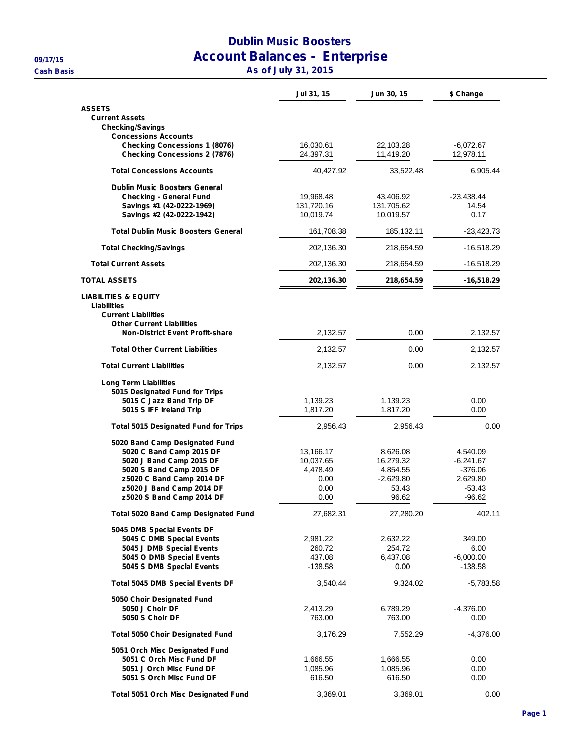# Dublin Music Boosters
## Account Balances - Enterprise
### As of July 31, 2015

09/17/15
Cash Basis

| | Jul 31, 15 | Jun 30, 15 | $ Change |
|---|---|---|---|
| **ASSETS** | | | |
| **Current Assets** | | | |
| **Checking/Savings** | | | |
| **Concessions Accounts** | | | |
| **Checking Concessions 1 (8076)** | 16,030.61 | 22,103.28 | -6,072.67 |
| **Checking Concessions 2 (7876)** | 24,397.31 | 11,419.20 | 12,978.11 |
| **Total Concessions Accounts** | 40,427.92 | 33,522.48 | 6,905.44 |
| **Dublin Music Boosters General** | | | |
| **Checking - General Fund** | 19,968.48 | 43,406.92 | -23,438.44 |
| **Savings #1 (42-0222-1969)** | 131,720.16 | 131,705.62 | 14.54 |
| **Savings #2 (42-0222-1942)** | 10,019.74 | 10,019.57 | 0.17 |
| **Total Dublin Music Boosters General** | 161,708.38 | 185,132.11 | -23,423.73 |
| **Total Checking/Savings** | 202,136.30 | 218,654.59 | -16,518.29 |
| **Total Current Assets** | 202,136.30 | 218,654.59 | -16,518.29 |
| **TOTAL ASSETS** | **202,136.30** | **218,654.59** | **-16,518.29** |
| **LIABILITIES & EQUITY** | | | |
| **Liabilities** | | | |
| **Current Liabilities** | | | |
| **Other Current Liabilities** | | | |
| **Non-District Event Profit-share** | 2,132.57 | 0.00 | 2,132.57 |
| **Total Other Current Liabilities** | 2,132.57 | 0.00 | 2,132.57 |
| **Total Current Liabilities** | 2,132.57 | 0.00 | 2,132.57 |
| **Long Term Liabilities** | | | |
| **5015 Designated Fund for Trips** | | | |
| **5015 C Jazz Band Trip DF** | 1,139.23 | 1,139.23 | 0.00 |
| **5015 S IFF Ireland Trip** | 1,817.20 | 1,817.20 | 0.00 |
| **Total 5015 Designated Fund for Trips** | 2,956.43 | 2,956.43 | 0.00 |
| **5020 Band Camp Designated Fund** | | | |
| **5020 C Band Camp 2015 DF** | 13,166.17 | 8,626.08 | 4,540.09 |
| **5020 J Band Camp 2015 DF** | 10,037.65 | 16,279.32 | -6,241.67 |
| **5020 S Band Camp 2015 DF** | 4,478.49 | 4,854.55 | -376.06 |
| **z5020 C Band Camp 2014 DF** | 0.00 | -2,629.80 | 2,629.80 |
| **z5020 J Band Camp 2014 DF** | 0.00 | 53.43 | -53.43 |
| **z5020 S Band Camp 2014 DF** | 0.00 | 96.62 | -96.62 |
| **Total 5020 Band Camp Designated Fund** | 27,682.31 | 27,280.20 | 402.11 |
| **5045 DMB Special Events DF** | | | |
| **5045 C DMB Special Events** | 2,981.22 | 2,632.22 | 349.00 |
| **5045 J DMB Special Events** | 260.72 | 254.72 | 6.00 |
| **5045 O DMB Special Events** | 437.08 | 6,437.08 | -6,000.00 |
| **5045 S DMB Special Events** | -138.58 | 0.00 | -138.58 |
| **Total 5045 DMB Special Events DF** | 3,540.44 | 9,324.02 | -5,783.58 |
| **5050 Choir Designated Fund** | | | |
| **5050 J Choir DF** | 2,413.29 | 6,789.29 | -4,376.00 |
| **5050 S Choir DF** | 763.00 | 763.00 | 0.00 |
| **Total 5050 Choir Designated Fund** | 3,176.29 | 7,552.29 | -4,376.00 |
| **5051 Orch Misc Designated Fund** | | | |
| **5051 C Orch Misc Fund DF** | 1,666.55 | 1,666.55 | 0.00 |
| **5051 J Orch Misc Fund DF** | 1,085.96 | 1,085.96 | 0.00 |
| **5051 S Orch Misc Fund DF** | 616.50 | 616.50 | 0.00 |
| **Total 5051 Orch Misc Designated Fund** | 3,369.01 | 3,369.01 | 0.00 |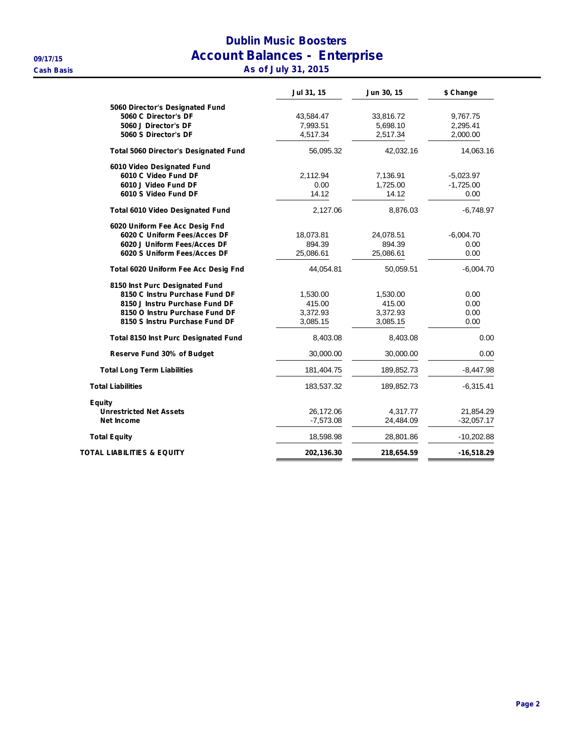# Dublin Music Boosters
## Account Balances - Enterprise
### As of July 31, 2015

09/17/15
Cash Basis

| | Jul 31, 15 | Jun 30, 15 | $ Change |
|---|---|---|---|
| **5060 Director's Designated Fund** | | | |
| **5060 C Director's DF** | 43,584.47 | 33,816.72 | 9,767.75 |
| **5060 J Director's DF** | 7,993.51 | 5,698.10 | 2,295.41 |
| **5060 S Director's DF** | 4,517.34 | 2,517.34 | 2,000.00 |
| **Total 5060 Director's Designated Fund** | 56,095.32 | 42,032.16 | 14,063.16 |
| **6010 Video Designated Fund** | | | |
| **6010 C Video Fund DF** | 2,112.94 | 7,136.91 | -5,023.97 |
| **6010 J Video Fund DF** | 0.00 | 1,725.00 | -1,725.00 |
| **6010 S Video Fund DF** | 14.12 | 14.12 | 0.00 |
| **Total 6010 Video Designated Fund** | 2,127.06 | 8,876.03 | -6,748.97 |
| **6020 Uniform Fee Acc Desig Fnd** | | | |
| **6020 C Uniform Fees/Acces DF** | 18,073.81 | 24,078.51 | -6,004.70 |
| **6020 J Uniform Fees/Acces DF** | 894.39 | 894.39 | 0.00 |
| **6020 S Uniform Fees/Acces DF** | 25,086.61 | 25,086.61 | 0.00 |
| **Total 6020 Uniform Fee Acc Desig Fnd** | 44,054.81 | 50,059.51 | -6,004.70 |
| **8150 Inst Purc Designated Fund** | | | |
| **8150 C Instru Purchase Fund DF** | 1,530.00 | 1,530.00 | 0.00 |
| **8150 J Instru Purchase Fund DF** | 415.00 | 415.00 | 0.00 |
| **8150 O Instru Purchase Fund DF** | 3,372.93 | 3,372.93 | 0.00 |
| **8150 S Instru Purchase Fund DF** | 3,085.15 | 3,085.15 | 0.00 |
| **Total 8150 Inst Purc Designated Fund** | 8,403.08 | 8,403.08 | 0.00 |
| **Reserve Fund 30% of Budget** | 30,000.00 | 30,000.00 | 0.00 |
| **Total Long Term Liabilities** | 181,404.75 | 189,852.73 | -8,447.98 |
| **Total Liabilities** | 183,537.32 | 189,852.73 | -6,315.41 |
| **Equity** | | | |
| **Unrestricted Net Assets** | 26,172.06 | 4,317.77 | 21,854.29 |
| **Net Income** | -7,573.08 | 24,484.09 | -32,057.17 |
| **Total Equity** | 18,598.98 | 28,801.86 | -10,202.88 |
| **TOTAL LIABILITIES & EQUITY** | **202,136.30** | **218,654.59** | **-16,518.29** |